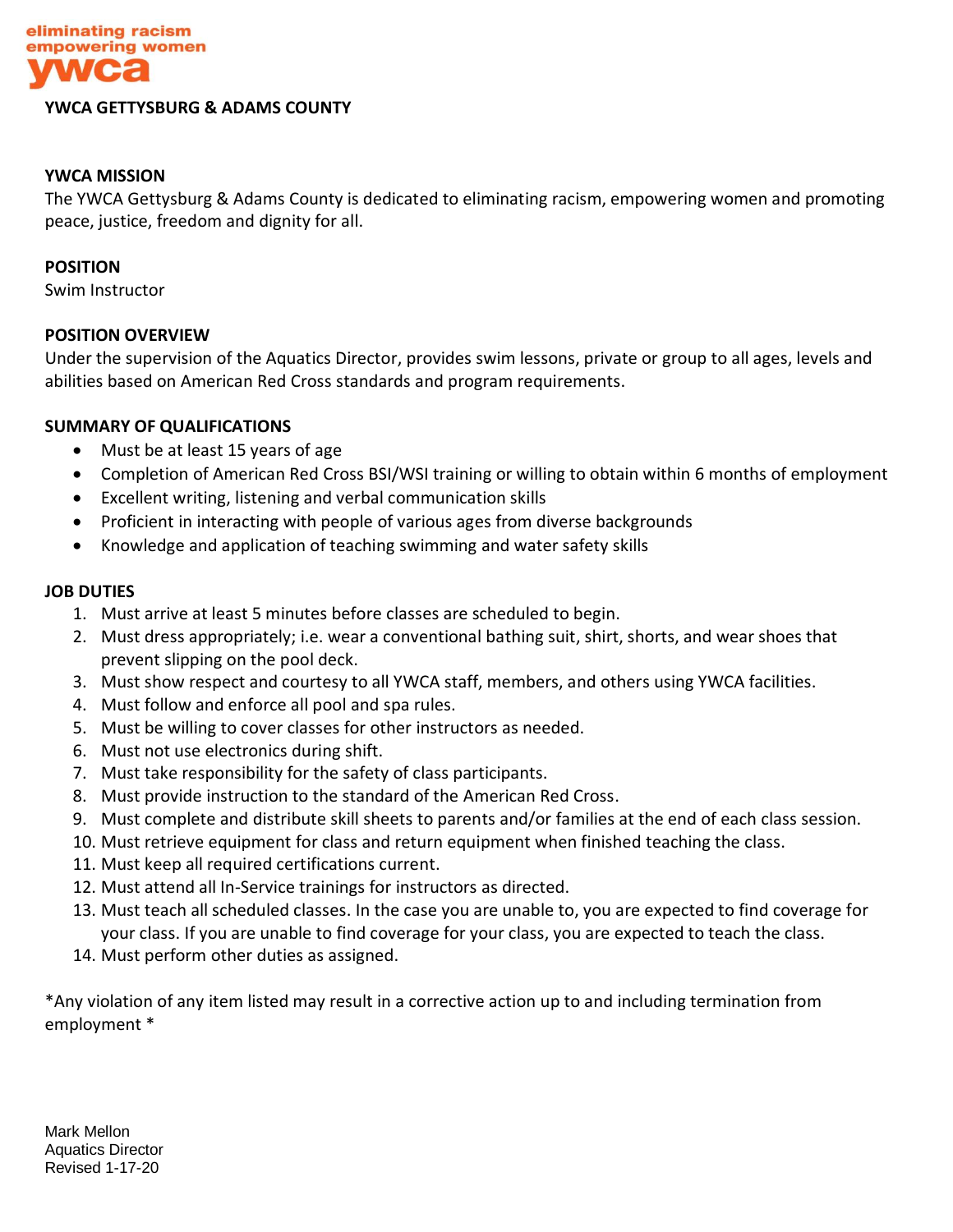eliminating racism
empowering women
ywca

**YWCA GETTYSBURG & ADAMS COUNTY**

## YWCA MISSION

The YWCA Gettysburg & Adams County is dedicated to eliminating racism, empowering women and promoting peace, justice, freedom and dignity for all.

## POSITION

Swim Instructor

## POSITION OVERVIEW

Under the supervision of the Aquatics Director, provides swim lessons, private or group to all ages, levels and abilities based on American Red Cross standards and program requirements.

## SUMMARY OF QUALIFICATIONS

- Must be at least 15 years of age
- Completion of American Red Cross BSI/WSI training or willing to obtain within 6 months of employment
- Excellent writing, listening and verbal communication skills
- Proficient in interacting with people of various ages from diverse backgrounds
- Knowledge and application of teaching swimming and water safety skills

## JOB DUTIES

1. Must arrive at least 5 minutes before classes are scheduled to begin.
2. Must dress appropriately; i.e. wear a conventional bathing suit, shirt, shorts, and wear shoes that prevent slipping on the pool deck.
3. Must show respect and courtesy to all YWCA staff, members, and others using YWCA facilities.
4. Must follow and enforce all pool and spa rules.
5. Must be willing to cover classes for other instructors as needed.
6. Must not use electronics during shift.
7. Must take responsibility for the safety of class participants.
8. Must provide instruction to the standard of the American Red Cross.
9. Must complete and distribute skill sheets to parents and/or families at the end of each class session.
10. Must retrieve equipment for class and return equipment when finished teaching the class.
11. Must keep all required certifications current.
12. Must attend all In-Service trainings for instructors as directed.
13. Must teach all scheduled classes. In the case you are unable to, you are expected to find coverage for your class. If you are unable to find coverage for your class, you are expected to teach the class.
14. Must perform other duties as assigned.

*Any violation of any item listed may result in a corrective action up to and including termination from employment *

Mark Mellon
Aquatics Director
Revised 1-17-20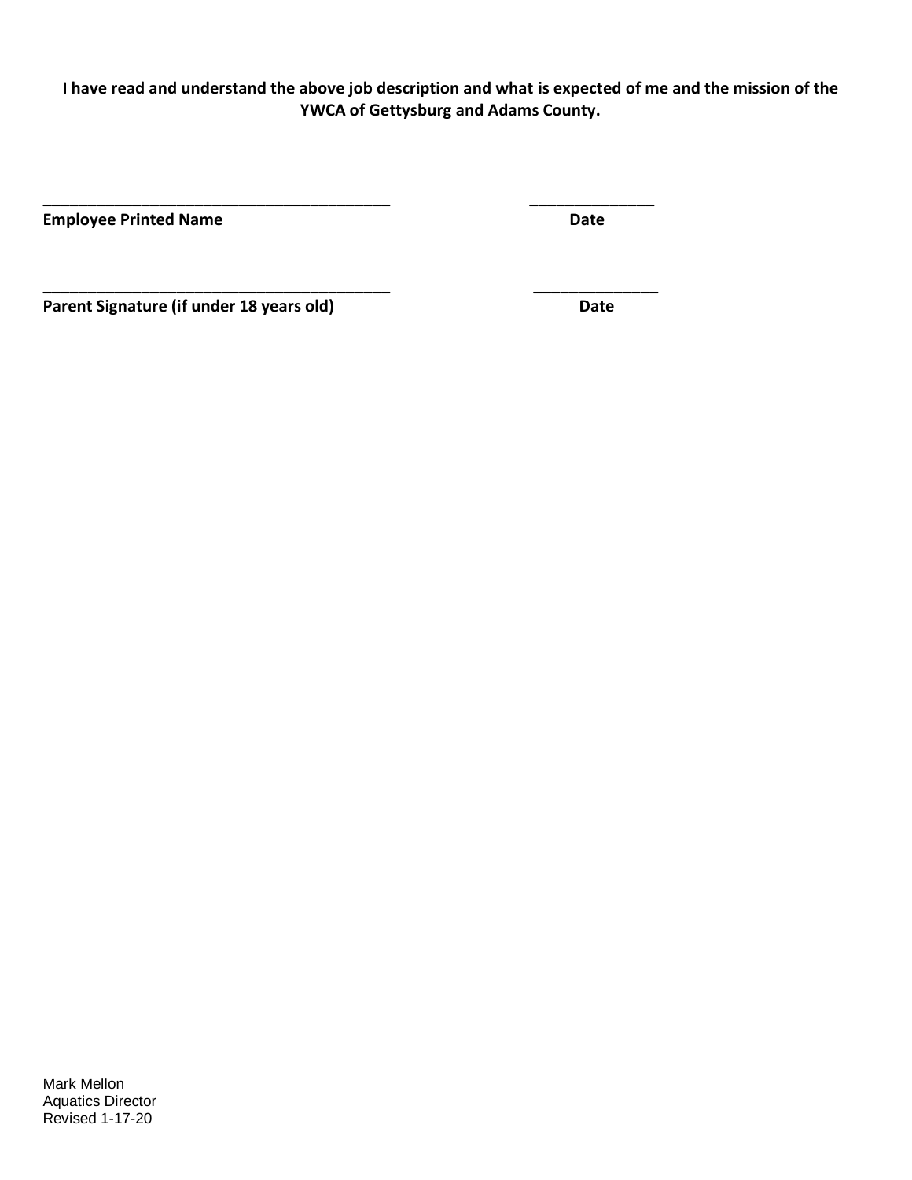**I have read and understand the above job description and what is expected of me and the mission of the YWCA of Gettysburg and Adams County.**

_________________________________________ _______________

**Employee Printed Name** **Date**

_________________________________________ _______________

**Parent Signature (if under 18 years old)** **Date**

Mark Mellon
Aquatics Director
Revised 1-17-20